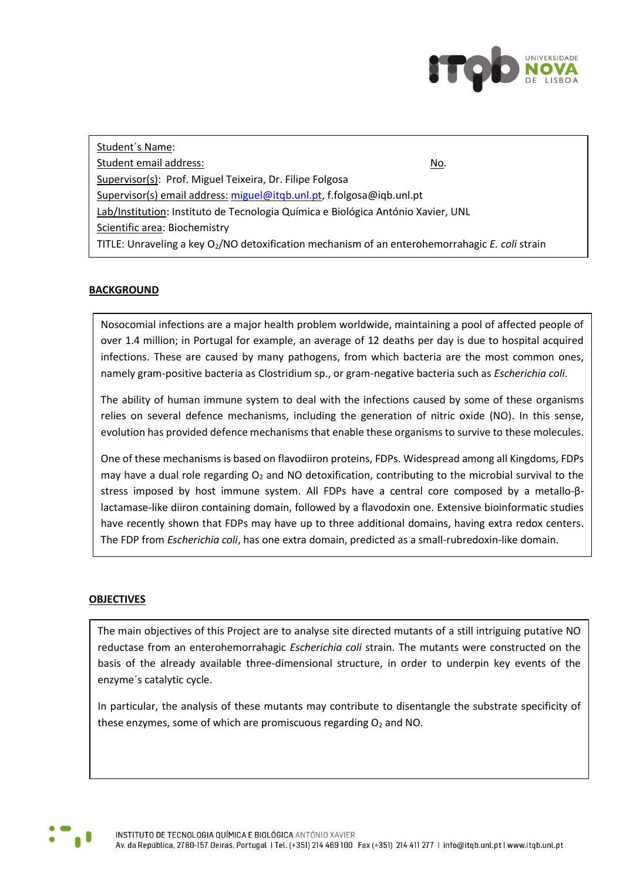Student´s Name:

Student email address: No.

Supervisor(s): Prof. Miguel Teixeira, Dr. Filipe Folgosa

Supervisor(s) email address: miguel@itqb.unl.pt, f.folgosa@iqb.unl.pt

Lab/Institution: Instituto de Tecnologia Química e Biológica António Xavier, UNL

Scientific area: Biochemistry

TITLE: Unraveling a key $O_2$/NO detoxification mechanism of an enterohemorrahagic *E. coli* strain

## BACKGROUND

Nosocomial infections are a major health problem worldwide, maintaining a pool of affected people of over 1.4 million; in Portugal for example, an average of 12 deaths per day is due to hospital acquired infections. These are caused by many pathogens, from which bacteria are the most common ones, namely gram-positive bacteria as Clostridium sp., or gram-negative bacteria such as *Escherichia coli*.

The ability of human immune system to deal with the infections caused by some of these organisms relies on several defence mechanisms, including the generation of nitric oxide (NO). In this sense, evolution has provided defence mechanisms that enable these organisms to survive to these molecules.

One of these mechanisms is based on flavodiiron proteins, FDPs. Widespread among all Kingdoms, FDPs may have a dual role regarding $O_2$ and NO detoxification, contributing to the microbial survival to the stress imposed by host immune system. All FDPs have a central core composed by a metallo-β-lactamase-like diiron containing domain, followed by a flavodoxin one. Extensive bioinformatic studies have recently shown that FDPs may have up to three additional domains, having extra redox centers. The FDP from *Escherichia coli*, has one extra domain, predicted as a small-rubredoxin-like domain.

## OBJECTIVES

The main objectives of this Project are to analyse site directed mutants of a still intriguing putative NO reductase from an enterohemorrahagic *Escherichia coli* strain. The mutants were constructed on the basis of the already available three-dimensional structure, in order to underpin key events of the enzyme´s catalytic cycle.

In particular, the analysis of these mutants may contribute to disentangle the substrate specificity of these enzymes, some of which are promiscuous regarding $O_2$ and NO.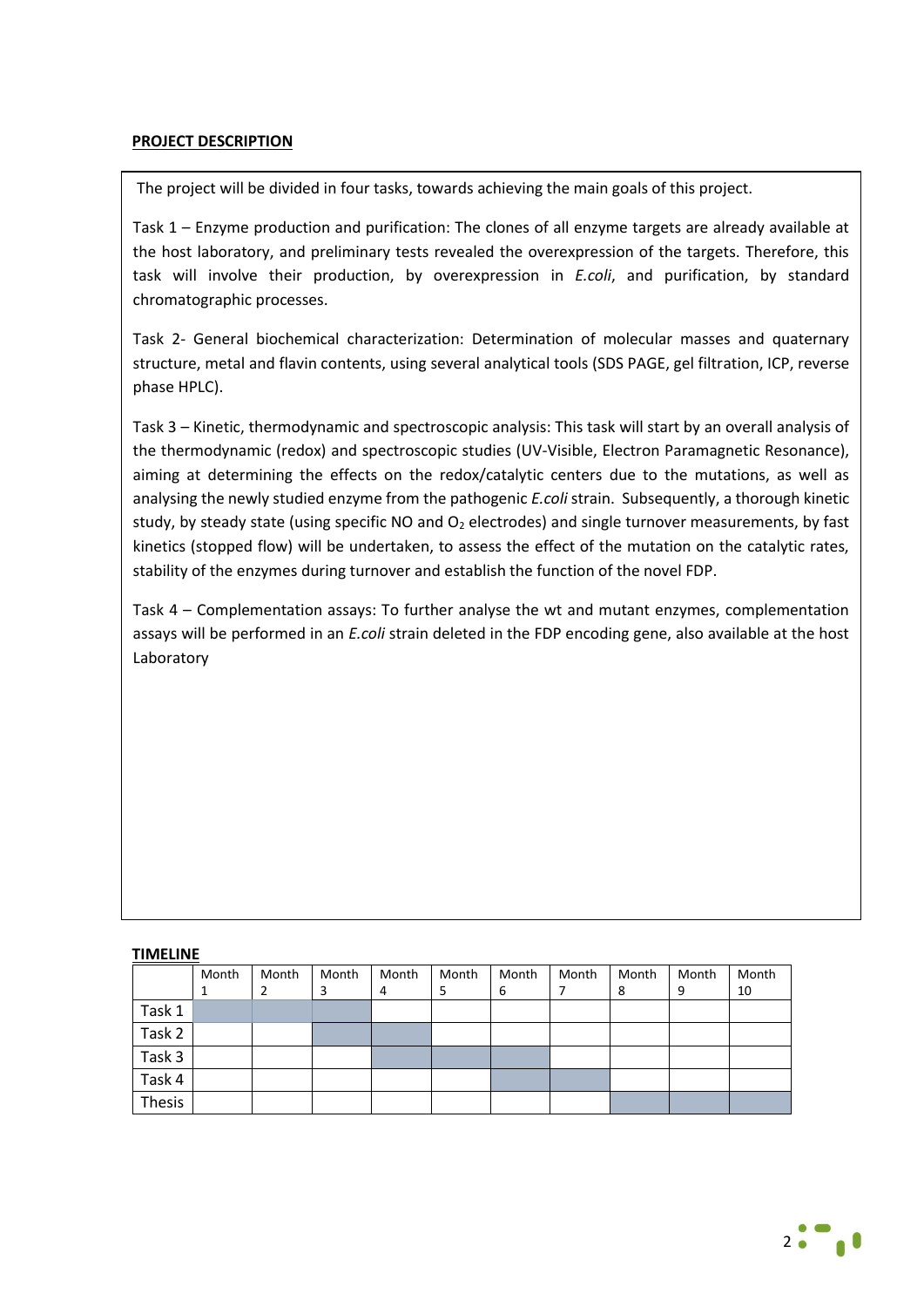**PROJECT DESCRIPTION**

The project will be divided in four tasks, towards achieving the main goals of this project.

Task 1 – Enzyme production and purification: The clones of all enzyme targets are already available at the host laboratory, and preliminary tests revealed the overexpression of the targets. Therefore, this task will involve their production, by overexpression in *E.coli*, and purification, by standard chromatographic processes.

Task 2- General biochemical characterization: Determination of molecular masses and quaternary structure, metal and flavin contents, using several analytical tools (SDS PAGE, gel filtration, ICP, reverse phase HPLC).

Task 3 – Kinetic, thermodynamic and spectroscopic analysis: This task will start by an overall analysis of the thermodynamic (redox) and spectroscopic studies (UV-Visible, Electron Paramagnetic Resonance), aiming at determining the effects on the redox/catalytic centers due to the mutations, as well as analysing the newly studied enzyme from the pathogenic *E.coli* strain. Subsequently, a thorough kinetic study, by steady state (using specific NO and $O_2$ electrodes) and single turnover measurements, by fast kinetics (stopped flow) will be undertaken, to assess the effect of the mutation on the catalytic rates, stability of the enzymes during turnover and establish the function of the novel FDP.

Task 4 – Complementation assays: To further analyse the wt and mutant enzymes, complementation assays will be performed in an *E.coli* strain deleted in the FDP encoding gene, also available at the host Laboratory

**TIMELINE**

| | Month 1 | Month 2 | Month 3 | Month 4 | Month 5 | Month 6 | Month 7 | Month 8 | Month 9 | Month 10 |
|---|---|---|---|---|---|---|---|---|---|---|
| Task 1 | ■ | ■ | ■ | | | | | | | |
| Task 2 | | | ■ | ■ | | | | | | |
| Task 3 | | | | ■ | ■ | ■ | | | | |
| Task 4 | | | | | | ■ | ■ | | | |
| Thesis | | | | | | | | ■ | ■ | ■ |